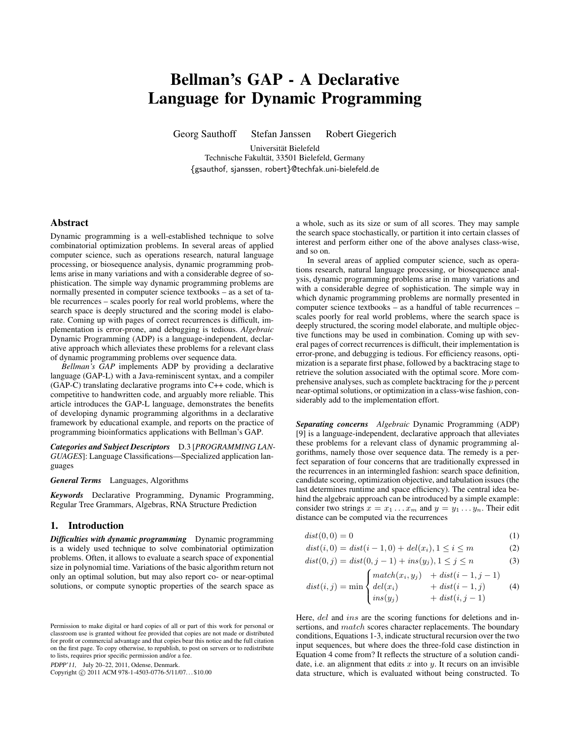# Bellman's GAP - A Declarative Language for Dynamic Programming

Georg Sauthoff   Stefan Janssen   Robert Giegerich

Universität Bielefeld
Technische Fakultät, 33501 Bielefeld, Germany
{gsauthof, sjanssen, robert}@techfak.uni-bielefeld.de

## Abstract

Dynamic programming is a well-established technique to solve combinatorial optimization problems. In several areas of applied computer science, such as operations research, natural language processing, or biosequence analysis, dynamic programming problems arise in many variations and with a considerable degree of sophistication. The simple way dynamic programming problems are normally presented in computer science textbooks – as a set of table recurrences – scales poorly for real world problems, where the search space is deeply structured and the scoring model is elaborate. Coming up with pages of correct recurrences is difficult, implementation is error-prone, and debugging is tedious. *Algebraic* Dynamic Programming (ADP) is a language-independent, declarative approach which alleviates these problems for a relevant class of dynamic programming problems over sequence data.

*Bellman's GAP* implements ADP by providing a declarative language (GAP-L) with a Java-reminiscent syntax, and a compiler (GAP-C) translating declarative programs into C++ code, which is competitive to handwritten code, and arguably more reliable. This article introduces the GAP-L language, demonstrates the benefits of developing dynamic programming algorithms in a declarative framework by educational example, and reports on the practice of programming bioinformatics applications with Bellman's GAP.

***Categories and Subject Descriptors*** D.3 [*PROGRAMMING LANGUAGES*]: Language Classifications—Specialized application languages

***General Terms*** Languages, Algorithms

***Keywords*** Declarative Programming, Dynamic Programming, Regular Tree Grammars, Algebras, RNA Structure Prediction

## 1. Introduction

***Difficulties with dynamic programming*** Dynamic programming is a widely used technique to solve combinatorial optimization problems. Often, it allows to evaluate a search space of exponential size in polynomial time. Variations of the basic algorithm return not only an optimal solution, but may also report co- or near-optimal solutions, or compute synoptic properties of the search space as a whole, such as its size or sum of all scores. They may sample the search space stochastically, or partition it into certain classes of interest and perform either one of the above analyses class-wise, and so on.

In several areas of applied computer science, such as operations research, natural language processing, or biosequence analysis, dynamic programming problems arise in many variations and with a considerable degree of sophistication. The simple way in which dynamic programming problems are normally presented in computer science textbooks – as a handful of table recurrences – scales poorly for real world problems, where the search space is deeply structured, the scoring model elaborate, and multiple objective functions may be used in combination. Coming up with several pages of correct recurrences is difficult, their implementation is error-prone, and debugging is tedious. For efficiency reasons, optimization is a separate first phase, followed by a backtracing stage to retrieve the solution associated with the optimal score. More comprehensive analyses, such as complete backtracing for the $p$ percent near-optimal solutions, or optimization in a class-wise fashion, considerably add to the implementation effort.

***Separating concerns*** *Algebraic* Dynamic Programming (ADP) [9] is a language-independent, declarative approach that alleviates these problems for a relevant class of dynamic programming algorithms, namely those over sequence data. The remedy is a perfect separation of four concerns that are traditionally expressed in the recurrences in an intermingled fashion: search space definition, candidate scoring, optimization objective, and tabulation issues (the last determines runtime and space efficiency). The central idea behind the algebraic approach can be introduced by a simple example: consider two strings $x = x_1 \dots x_m$ and $y = y_1 \dots y_n$. Their edit distance can be computed via the recurrences

$$dist(0,0) = 0 \tag{1}$$

$$dist(i,0) = dist(i-1,0) + del(x_i), 1 \le i \le m \tag{2}$$

$$dist(0,j) = dist(0,j-1) + ins(y_j), 1 \le j \le n \tag{3}$$

$$dist(i,j) = \min \begin{cases} match(x_i, y_j) & + dist(i-1,j-1) \\ del(x_i) & + dist(i-1,j) \\ ins(y_j) & + dist(i,j-1) \end{cases} \tag{4}$$

Here, $del$ and $ins$ are the scoring functions for deletions and insertions, and $match$ scores character replacements. The boundary conditions, Equations 1-3, indicate structural recursion over the two input sequences, but where does the three-fold case distinction in Equation 4 come from? It reflects the structure of a solution candidate, i.e. an alignment that edits $x$ into $y$. It recurs on an invisible data structure, which is evaluated without being constructed. To

Permission to make digital or hard copies of all or part of this work for personal or classroom use is granted without fee provided that copies are not made or distributed for profit or commercial advantage and that copies bear this notice and the full citation on the first page. To copy otherwise, to republish, to post on servers or to redistribute to lists, requires prior specific permission and/or a fee.

*PDPP'11,* July 20–22, 2011, Odense, Denmark.
Copyright © 2011 ACM 978-1-4503-0776-5/11/07. . . $10.00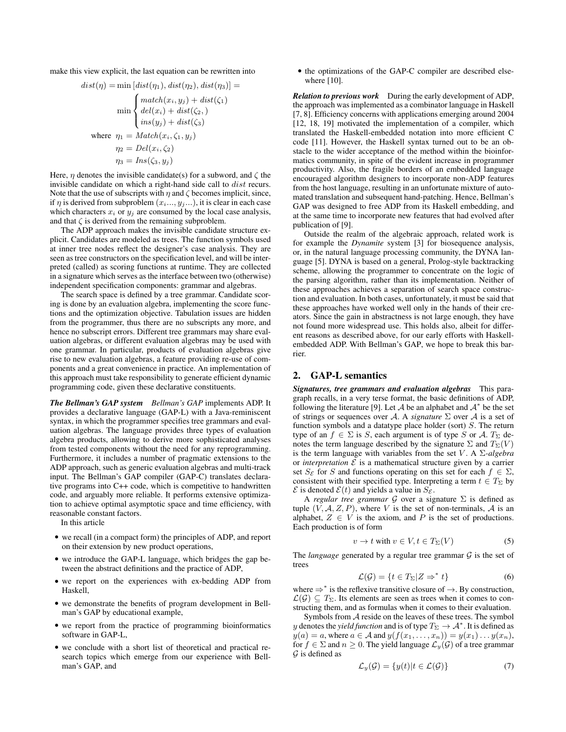make this view explicit, the last equation can be rewritten into

$$
\begin{aligned}
dist(\eta) &= \min\left[dist(\eta_1), dist(\eta_2), dist(\eta_3)\right] = \\
&\min \begin{cases} match(x_i, y_j) + dist(\zeta_1) \\ del(x_i) + dist(\zeta_2, ) \\ ins(y_j) + dist(\zeta_3) \end{cases} \\
\text{where } \eta_1 &= Match(x_i, \zeta_1, y_j) \\
\eta_2 &= Del(x_i, \zeta_2) \\
\eta_3 &= Ins(\zeta_3, y_j)
\end{aligned}
$$

Here, $\eta$ denotes the invisible candidate(s) for a subword, and $\zeta$ the invisible candidate on which a right-hand side call to $dist$ recurs. Note that the use of subscripts with $\eta$ and $\zeta$ becomes implicit, since, if $\eta$ is derived from subproblem $(x_i..., y_j...)$, it is clear in each case which characters $x_i$ or $y_j$ are consumed by the local case analysis, and that $\zeta$ is derived from the remaining subproblem.

The ADP approach makes the invisible candidate structure explicit. Candidates are modeled as trees. The function symbols used at inner tree nodes reflect the designer's case analysis. They are seen as tree constructors on the specification level, and will be interpreted (called) as scoring functions at runtime. They are collected in a signature which serves as the interface between two (otherwise) independent specification components: grammar and algebras.

The search space is defined by a tree grammar. Candidate scoring is done by an evaluation algebra, implementing the score functions and the optimization objective. Tabulation issues are hidden from the programmer, thus there are no subscripts any more, and hence no subscript errors. Different tree grammars may share evaluation algebras, or different evaluation algebras may be used with one grammar. In particular, products of evaluation algebras give rise to new evaluation algebras, a feature providing re-use of components and a great convenience in practice. An implementation of this approach must take responsibility to generate efficient dynamic programming code, given these declarative constituents.

***The Bellman's GAP system*** *Bellman's GAP* implements ADP. It provides a declarative language (GAP-L) with a Java-reminiscent syntax, in which the programmer specifies tree grammars and evaluation algebras. The language provides three types of evaluation algebra products, allowing to derive more sophisticated analyses from tested components without the need for any reprogramming. Furthermore, it includes a number of pragmatic extensions to the ADP approach, such as generic evaluation algebras and multi-track input. The Bellman's GAP compiler (GAP-C) translates declarative programs into C++ code, which is competitive to handwritten code, and arguably more reliable. It performs extensive optimization to achieve optimal asymptotic space and time efficiency, with reasonable constant factors.

In this article

- we recall (in a compact form) the principles of ADP, and report on their extension by new product operations,
- we introduce the GAP-L language, which bridges the gap between the abstract definitions and the practice of ADP,
- we report on the experiences with ex-bedding ADP from Haskell,
- we demonstrate the benefits of program development in Bellman's GAP by educational example,
- we report from the practice of programming bioinformatics software in GAP-L,
- we conclude with a short list of theoretical and practical research topics which emerge from our experience with Bellman's GAP, and
- the optimizations of the GAP-C compiler are described elsewhere [10].

***Relation to previous work*** During the early development of ADP, the approach was implemented as a combinator language in Haskell [7, 8]. Efficiency concerns with applications emerging around 2004 [12, 18, 19] motivated the implementation of a compiler, which translated the Haskell-embedded notation into more efficient C code [11]. However, the Haskell syntax turned out to be an obstacle to the wider acceptance of the method within the bioinformatics community, in spite of the evident increase in programmer productivity. Also, the fragile borders of an embedded language encouraged algorithm designers to incorporate non-ADP features from the host language, resulting in an unfortunate mixture of automated translation and subsequent hand-patching. Hence, Bellman's GAP was designed to free ADP from its Haskell embedding, and at the same time to incorporate new features that had evolved after publication of [9].

Outside the realm of the algebraic approach, related work is for example the *Dynamite* system [3] for biosequence analysis, or, in the natural language processing community, the DYNA language [5]. DYNA is based on a general, Prolog-style backtracking scheme, allowing the programmer to concentrate on the logic of the parsing algorithm, rather than its implementation. Neither of these approaches achieves a separation of search space construction and evaluation. In both cases, unfortunately, it must be said that these approaches have worked well only in the hands of their creators. Since the gain in abstractness is not large enough, they have not found more widespread use. This holds also, albeit for different reasons as described above, for our early efforts with Haskell-embedded ADP. With Bellman's GAP, we hope to break this barrier.

## 2. GAP-L semantics

***Signatures, tree grammars and evaluation algebras*** This paragraph recalls, in a very terse format, the basic definitions of ADP, following the literature [9]. Let $\mathcal{A}$ be an alphabet and $\mathcal{A}^*$ be the set of strings or sequences over $\mathcal{A}$. A *signature* $\Sigma$ over $\mathcal{A}$ is a set of function symbols and a datatype place holder (sort) $S$. The return type of an $f \in \Sigma$ is $S$, each argument is of type $S$ or $\mathcal{A}$. $T_\Sigma$ denotes the term language described by the signature $\Sigma$ and $T_\Sigma(V)$ is the term language with variables from the set $V$. A $\Sigma$-*algebra* or *interpretation* $\mathcal{E}$ is a mathematical structure given by a carrier set $S_\mathcal{E}$ for $S$ and functions operating on this set for each $f \in \Sigma$, consistent with their specified type. Interpreting a term $t \in T_\Sigma$ by $\mathcal{E}$ is denoted $\mathcal{E}(t)$ and yields a value in $S_\mathcal{E}$.

A *regular tree grammar* $\mathcal{G}$ over a signature $\Sigma$ is defined as tuple $(V, \mathcal{A}, Z, P)$, where $V$ is the set of non-terminals, $\mathcal{A}$ is an alphabet, $Z \in V$ is the axiom, and $P$ is the set of productions. Each production is of form

$$v \to t \text{ with } v \in V, t \in T_\Sigma(V) \tag{5}$$

The *language* generated by a regular tree grammar $\mathcal{G}$ is the set of trees

$$\mathcal{L}(\mathcal{G}) = \{t \in T_\Sigma | Z \Rightarrow^* t\} \tag{6}$$

where $\Rightarrow^*$ is the reflexive transitive closure of $\to$. By construction, $\mathcal{L}(\mathcal{G}) \subseteq T_\Sigma$. Its elements are seen as trees when it comes to constructing them, and as formulas when it comes to their evaluation.

Symbols from $\mathcal{A}$ reside on the leaves of these trees. The symbol $y$ denotes the *yield function* and is of type $T_\Sigma \to \mathcal{A}^*$. It is defined as $y(a) = a$, where $a \in \mathcal{A}$ and $y(f(x_1, \dots, x_n)) = y(x_1) \dots y(x_n)$, for $f \in \Sigma$ and $n \geq 0$. The yield language $\mathcal{L}_y(\mathcal{G})$ of a tree grammar $\mathcal{G}$ is defined as

$$\mathcal{L}_y(\mathcal{G}) = \{y(t) | t \in \mathcal{L}(\mathcal{G})\} \tag{7}$$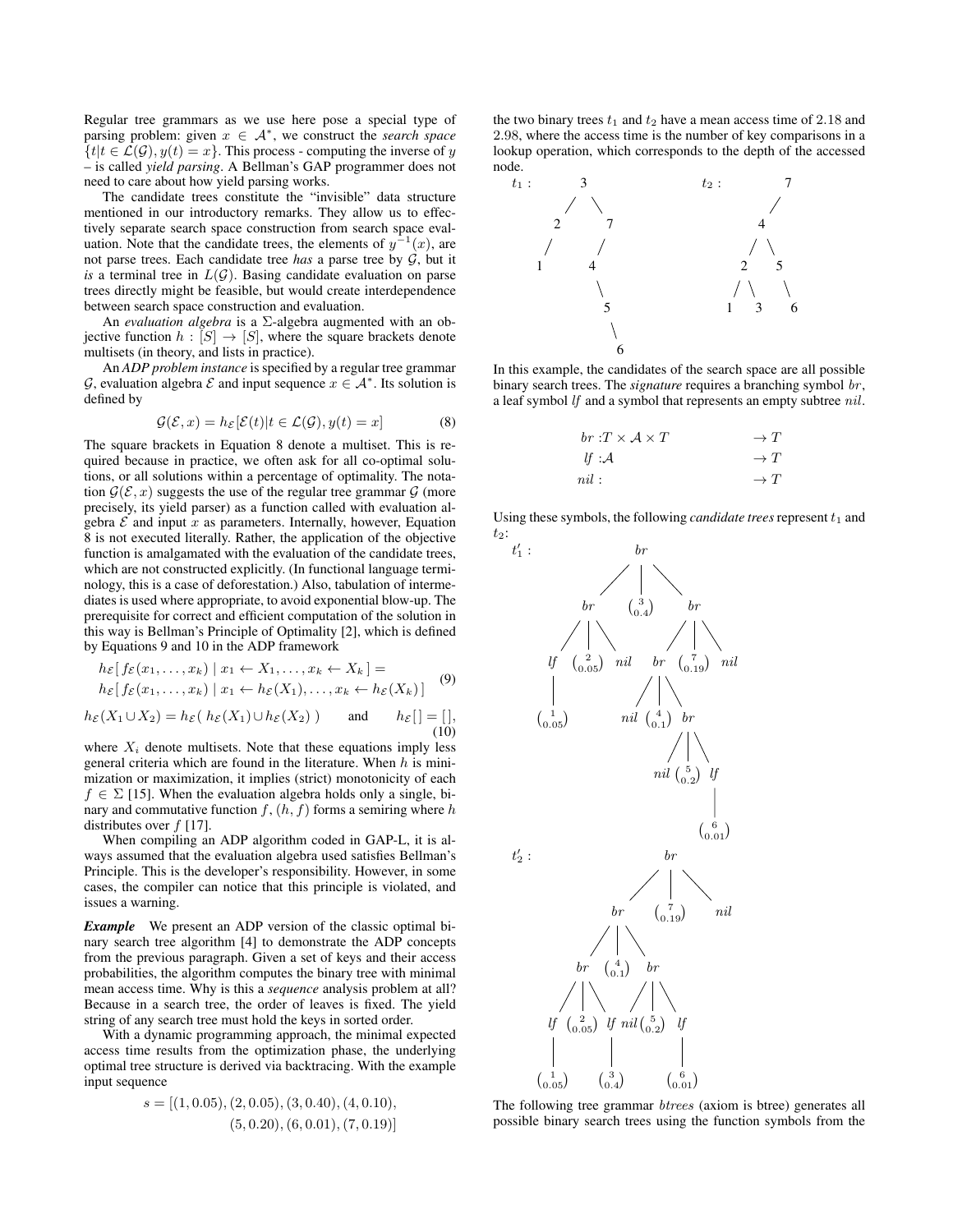Regular tree grammars as we use here pose a special type of parsing problem: given $x \in \mathcal{A}^*$, we construct the *search space* $\{t | t \in \mathcal{L}(\mathcal{G}), y(t) = x\}$. This process - computing the inverse of $y$ – is called *yield parsing*. A Bellman's GAP programmer does not need to care about how yield parsing works.

The candidate trees constitute the "invisible" data structure mentioned in our introductory remarks. They allow us to effectively separate search space construction from search space evaluation. Note that the candidate trees, the elements of $y^{-1}(x)$, are not parse trees. Each candidate tree *has* a parse tree by $\mathcal{G}$, but it *is* a terminal tree in $L(\mathcal{G})$. Basing candidate evaluation on parse trees directly might be feasible, but would create interdependence between search space construction and evaluation.

An *evaluation algebra* is a $\Sigma$-algebra augmented with an objective function $h : [S] \to [S]$, where the square brackets denote multisets (in theory, and lists in practice).

An *ADP problem instance* is specified by a regular tree grammar $\mathcal{G}$, evaluation algebra $\mathcal{E}$ and input sequence $x \in \mathcal{A}^*$. Its solution is defined by

$$\mathcal{G}(\mathcal{E}, x) = h_{\mathcal{E}}[\mathcal{E}(t) | t \in \mathcal{L}(\mathcal{G}), y(t) = x] \tag{8}$$

The square brackets in Equation 8 denote a multiset. This is required because in practice, we often ask for all co-optimal solutions, or all solutions within a percentage of optimality. The notation $\mathcal{G}(\mathcal{E}, x)$ suggests the use of the regular tree grammar $\mathcal{G}$ (more precisely, its yield parser) as a function called with evaluation algebra $\mathcal{E}$ and input $x$ as parameters. Internally, however, Equation 8 is not executed literally. Rather, the application of the objective function is amalgamated with the evaluation of the candidate trees, which are not constructed explicitly. (In functional language terminology, this is a case of deforestation.) Also, tabulation of intermediates is used where appropriate, to avoid exponential blow-up. The prerequisite for correct and efficient computation of the solution in this way is Bellman's Principle of Optimality [2], which is defined by Equations 9 and 10 in the ADP framework

$$\begin{aligned} &h_{\mathcal{E}}[\, f_{\mathcal{E}}(x_1, \ldots, x_k) \mid x_1 \leftarrow X_1, \ldots, x_k \leftarrow X_k \,] = \\ &h_{\mathcal{E}}[\, f_{\mathcal{E}}(x_1, \ldots, x_k) \mid x_1 \leftarrow h_{\mathcal{E}}(X_1), \ldots, x_k \leftarrow h_{\mathcal{E}}(X_k) \,] \end{aligned} \tag{9}$$

$$h_{\mathcal{E}}(X_1 \cup X_2) = h_{\mathcal{E}}(\, h_{\mathcal{E}}(X_1) \cup h_{\mathcal{E}}(X_2) \,) \qquad \text{and} \qquad h_{\mathcal{E}}[\,] = [\,], \tag{10}$$

where $X_i$ denote multisets. Note that these equations imply less general criteria which are found in the literature. When $h$ is minimization or maximization, it implies (strict) monotonicity of each $f \in \Sigma$ [15]. When the evaluation algebra holds only a single, binary and commutative function $f$, $(h, f)$ forms a semiring where $h$ distributes over $f$ [17].

When compiling an ADP algorithm coded in GAP-L, it is always assumed that the evaluation algebra used satisfies Bellman's Principle. This is the developer's responsibility. However, in some cases, the compiler can notice that this principle is violated, and issues a warning.

***Example*** We present an ADP version of the classic optimal binary search tree algorithm [4] to demonstrate the ADP concepts from the previous paragraph. Given a set of keys and their access probabilities, the algorithm computes the binary tree with minimal mean access time. Why is this a *sequence* analysis problem at all? Because in a search tree, the order of leaves is fixed. The yield string of any search tree must hold the keys in sorted order.

With a dynamic programming approach, the minimal expected access time results from the optimization phase, the underlying optimal tree structure is derived via backtracing. With the example input sequence

$$\begin{aligned} s = [&(1, 0.05), (2, 0.05), (3, 0.40), (4, 0.10), \\ &(5, 0.20), (6, 0.01), (7, 0.19)] \end{aligned}$$

the two binary trees $t_1$ and $t_2$ have a mean access time of 2.18 and 2.98, where the access time is the number of key comparisons in a lookup operation, which corresponds to the depth of the accessed node.

```
t1 :        3                 t2 :          7
           / \                             /
          2   7                           4
         /   /                           / \
        1   4                           2   5
             \                         / \   \
              5                       1   3   6
               \
                6
```

In this example, the candidates of the search space are all possible binary search trees. The *signature* requires a branching symbol $br$, a leaf symbol $lf$ and a symbol that represents an empty subtree $nil$.

$$\begin{aligned} br &: T \times \mathcal{A} \times T && \to T \\ lf &: \mathcal{A} && \to T \\ nil &: && \to T \end{aligned}$$

Using these symbols, the following *candidate trees* represent $t_1$ and $t_2$:

```
t1' :
                      br
               /      |       \
            br     (3, 0.4)     br
          /  |  \             /   |    \
        lf (2,0.05) nil     br (7,0.19) nil
        |                 /  |  \
    (1,0.05)           nil (4,0.1) br
                               /  |  \
                            nil (5,0.2) lf
                                        |
                                    (6,0.01)

t2' :
                              br
                      /       |       \
                    br     (7,0.19)    nil
               /    |    \
             br  (4,0.1)   br
          /  |  \        /  |    \
        lf (2,0.05) lf  nil (5,0.2) lf
        |           |               |
    (1,0.05)    (3,0.4)         (6,0.01)
```

The following tree grammar $btrees$ (axiom is btree) generates all possible binary search trees using the function symbols from the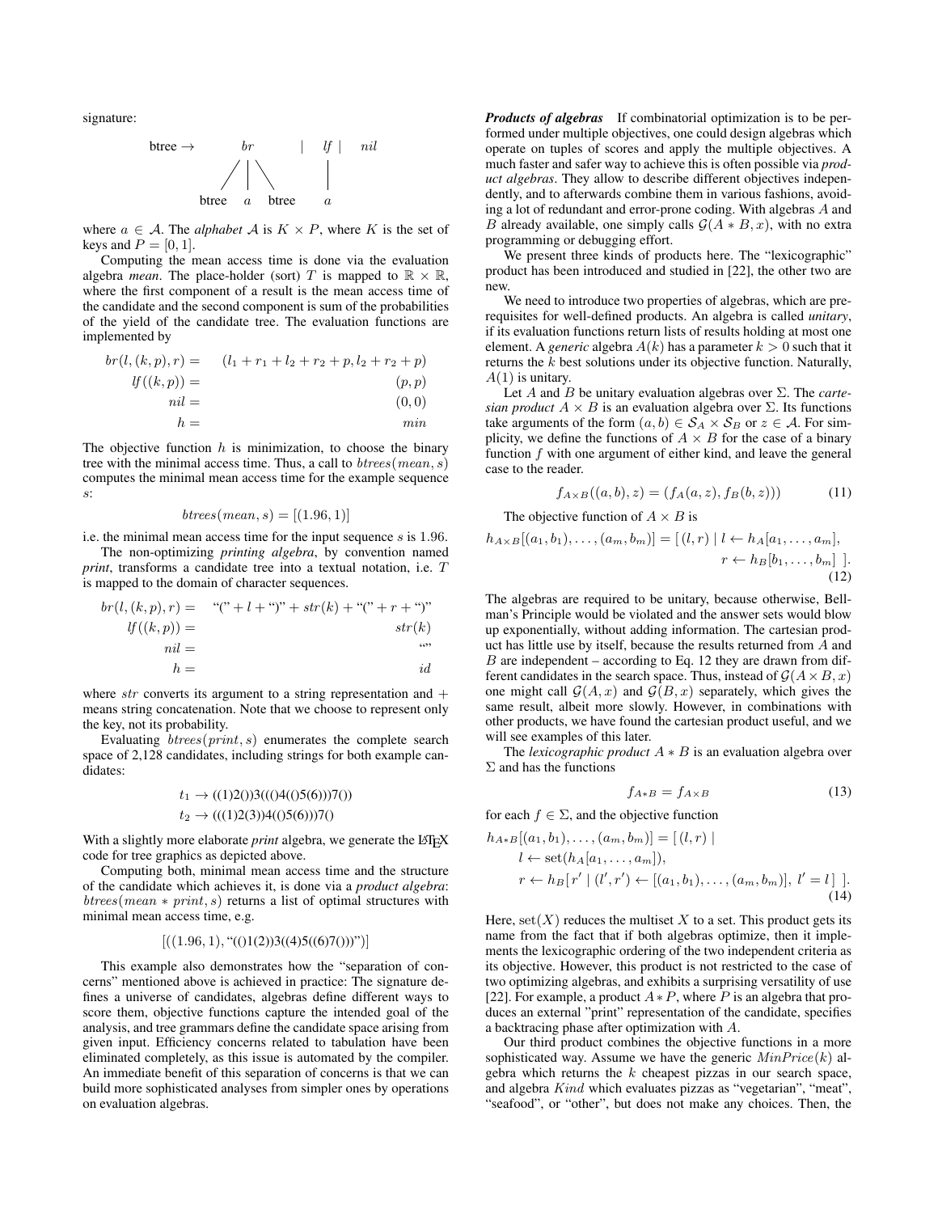signature:

$$\text{btree} \rightarrow \underset{\text{btree} \quad a \quad \text{btree}}{br} \quad | \quad \underset{a}{lf} \quad | \quad nil$$

where $a \in \mathcal{A}$. The *alphabet* $\mathcal{A}$ is $K \times P$, where $K$ is the set of keys and $P = [0, 1]$.

Computing the mean access time is done via the evaluation algebra *mean*. The place-holder (sort) $T$ is mapped to $\mathbb{R} \times \mathbb{R}$, where the first component of a result is the mean access time of the candidate and the second component is sum of the probabilities of the yield of the candidate tree. The evaluation functions are implemented by

$$\begin{aligned}
br(l,(k,p),r) &= \quad (l_1 + r_1 + l_2 + r_2 + p, l_2 + r_2 + p) \\
lf((k,p)) &= \quad (p,p) \\
nil &= \quad (0,0) \\
h &= \quad min
\end{aligned}$$

The objective function $h$ is minimization, to choose the binary tree with the minimal access time. Thus, a call to $btrees(mean, s)$ computes the minimal mean access time for the example sequence $s$:

$$btrees(mean, s) = [(1.96, 1)]$$

i.e. the minimal mean access time for the input sequence $s$ is 1.96.

The non-optimizing *printing algebra*, by convention named *print*, transforms a candidate tree into a textual notation, i.e. $T$ is mapped to the domain of character sequences.

$$\begin{aligned}
br(l,(k,p),r) &= \quad \text{“(”} + l + \text{“)”} + str(k) + \text{“(”} + r + \text{“)”} \\
lf((k,p)) &= \quad str(k) \\
nil &= \quad \text{“”} \\
h &= \quad id
\end{aligned}$$

where $str$ converts its argument to a string representation and $+$ means string concatenation. Note that we choose to represent only the key, not its probability.

Evaluating $btrees(print, s)$ enumerates the complete search space of 2,128 candidates, including strings for both example candidates:

$$\begin{aligned}
t_1 &\rightarrow ((1)2())3((()4(()5(6)))7()) \\
t_2 &\rightarrow (((1)2(3))4(()5(6)))7()
\end{aligned}$$

With a slightly more elaborate *print* algebra, we generate the LaTeX code for tree graphics as depicted above.

Computing both, minimal mean access time and the structure of the candidate which achieves it, is done via a *product algebra*: $btrees(mean * print, s)$ returns a list of optimal structures with minimal mean access time, e.g.

$$[((1.96, 1), \text{“(()1(2))3((4)5((6)7()))”})]$$

This example also demonstrates how the “separation of concerns” mentioned above is achieved in practice: The signature defines a universe of candidates, algebras define different ways to score them, objective functions capture the intended goal of the analysis, and tree grammars define the candidate space arising from given input. Efficiency concerns related to tabulation have been eliminated completely, as this issue is automated by the compiler. An immediate benefit of this separation of concerns is that we can build more sophisticated analyses from simpler ones by operations on evaluation algebras.

***Products of algebras*** If combinatorial optimization is to be performed under multiple objectives, one could design algebras which operate on tuples of scores and apply the multiple objectives. A much faster and safer way to achieve this is often possible via *product algebras*. They allow to describe different objectives independently, and to afterwards combine them in various fashions, avoiding a lot of redundant and error-prone coding. With algebras $A$ and $B$ already available, one simply calls $\mathcal{G}(A * B, x)$, with no extra programming or debugging effort.

We present three kinds of products here. The “lexicographic” product has been introduced and studied in [22], the other two are new.

We need to introduce two properties of algebras, which are prerequisites for well-defined products. An algebra is called *unitary*, if its evaluation functions return lists of results holding at most one element. A *generic* algebra $A(k)$ has a parameter $k > 0$ such that it returns the $k$ best solutions under its objective function. Naturally, $A(1)$ is unitary.

Let $A$ and $B$ be unitary evaluation algebras over $\Sigma$. The *cartesian product* $A \times B$ is an evaluation algebra over $\Sigma$. Its functions take arguments of the form $(a, b) \in \mathcal{S}_A \times \mathcal{S}_B$ or $z \in \mathcal{A}$. For simplicity, we define the functions of $A \times B$ for the case of a binary function $f$ with one argument of either kind, and leave the general case to the reader.

$$f_{A \times B}((a,b), z) = (f_A(a,z), f_B(b,z))) \tag{11}$$

The objective function of $A \times B$ is

$$h_{A \times B}[(a_1,b_1),\ldots,(a_m,b_m)] = [\,(l,r) \mid l \leftarrow h_A[a_1,\ldots,a_m], \\ r \leftarrow h_B[b_1,\ldots,b_m]\,\,]. \tag{12}$$

The algebras are required to be unitary, because otherwise, Bellman's Principle would be violated and the answer sets would blow up exponentially, without adding information. The cartesian product has little use by itself, because the results returned from $A$ and $B$ are independent – according to Eq. 12 they are drawn from different candidates in the search space. Thus, instead of $\mathcal{G}(A \times B, x)$ one might call $\mathcal{G}(A, x)$ and $\mathcal{G}(B, x)$ separately, which gives the same result, albeit more slowly. However, in combinations with other products, we have found the cartesian product useful, and we will see examples of this later.

The *lexicographic product* $A * B$ is an evaluation algebra over $\Sigma$ and has the functions

$$f_{A*B} = f_{A \times B} \tag{13}$$

for each $f \in \Sigma$, and the objective function

$$\begin{aligned}
h_{A*B}[(a_1,b_1),\ldots,(a_m,b_m)] = [\,&(l,r) \mid \\
&l \leftarrow \text{set}(h_A[a_1,\ldots,a_m]), \\
&r \leftarrow h_B[\,r' \mid (l',r') \leftarrow [(a_1,b_1),\ldots,(a_m,b_m)],\ l' = l\,]\ \,].
\end{aligned} \tag{14}$$

Here, $\text{set}(X)$ reduces the multiset $X$ to a set. This product gets its name from the fact that if both algebras optimize, then it implements the lexicographic ordering of the two independent criteria as its objective. However, this product is not restricted to the case of two optimizing algebras, and exhibits a surprising versatility of use [22]. For example, a product $A * P$, where $P$ is an algebra that produces an external "print" representation of the candidate, specifies a backtracing phase after optimization with $A$.

Our third product combines the objective functions in a more sophisticated way. Assume we have the generic $MinPrice(k)$ algebra which returns the $k$ cheapest pizzas in our search space, and algebra $Kind$ which evaluates pizzas as “vegetarian”, “meat”, “seafood”, or “other”, but does not make any choices. Then, the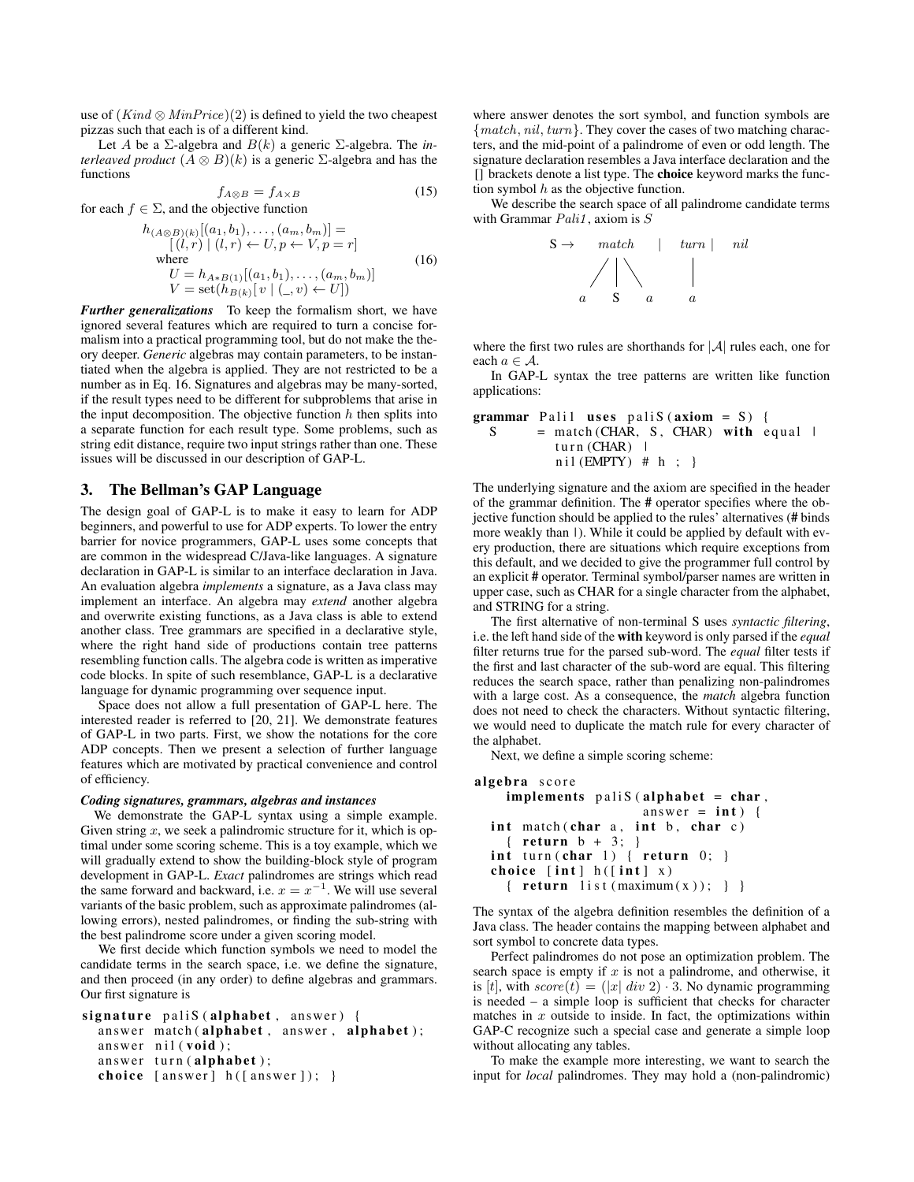use of $(Kind \otimes MinPrice)(2)$ is defined to yield the two cheapest pizzas such that each is of a different kind.

Let $A$ be a $\Sigma$-algebra and $B(k)$ a generic $\Sigma$-algebra. The *interleaved product* $(A \otimes B)(k)$ is a generic $\Sigma$-algebra and has the functions

$$f_{A \otimes B} = f_{A \times B} \tag{15}$$

for each $f \in \Sigma$, and the objective function

$$\begin{aligned} h_{(A \otimes B)(k)}[(a_1, b_1), \ldots, (a_m, b_m)] = \\ [\,(l, r) \mid (l, r) \leftarrow U, p \leftarrow V, p = r] \\ \text{where} \\ U = h_{A * B(1)}[(a_1, b_1), \ldots, (a_m, b_m)] \\ V = \text{set}(h_{B(k)}[\, v \mid (\_, v) \leftarrow U]) \end{aligned} \tag{16}$$

***Further generalizations*** To keep the formalism short, we have ignored several features which are required to turn a concise formalism into a practical programming tool, but do not make the theory deeper. *Generic* algebras may contain parameters, to be instantiated when the algebra is applied. They are not restricted to be a number as in Eq. 16. Signatures and algebras may be many-sorted, if the result types need to be different for subproblems that arise in the input decomposition. The objective function $h$ then splits into a separate function for each result type. Some problems, such as string edit distance, require two input strings rather than one. These issues will be discussed in our description of GAP-L.

## 3. The Bellman's GAP Language

The design goal of GAP-L is to make it easy to learn for ADP beginners, and powerful to use for ADP experts. To lower the entry barrier for novice programmers, GAP-L uses some concepts that are common in the widespread C/Java-like languages. A signature declaration in GAP-L is similar to an interface declaration in Java. An evaluation algebra *implements* a signature, as a Java class may implement an interface. An algebra may *extend* another algebra and overwrite existing functions, as a Java class is able to extend another class. Tree grammars are specified in a declarative style, where the right hand side of productions contain tree patterns resembling function calls. The algebra code is written as imperative code blocks. In spite of such resemblance, GAP-L is a declarative language for dynamic programming over sequence input.

Space does not allow a full presentation of GAP-L here. The interested reader is referred to [20, 21]. We demonstrate features of GAP-L in two parts. First, we show the notations for the core ADP concepts. Then we present a selection of further language features which are motivated by practical convenience and control of efficiency.

***Coding signatures, grammars, algebras and instances***

We demonstrate the GAP-L syntax using a simple example. Given string $x$, we seek a palindromic structure for it, which is optimal under some scoring scheme. This is a toy example, which we will gradually extend to show the building-block style of program development in GAP-L. *Exact* palindromes are strings which read the same forward and backward, i.e. $x = x^{-1}$. We will use several variants of the basic problem, such as approximate palindromes (allowing errors), nested palindromes, or finding the sub-string with the best palindrome score under a given scoring model.

We first decide which function symbols we need to model the candidate terms in the search space, i.e. we define the signature, and then proceed (in any order) to define algebras and grammars. Our first signature is

```
signature paliS(alphabet, answer) {
  answer match(alphabet, answer, alphabet);
  answer nil(void);
  answer turn(alphabet);
  choice [answer] h([answer]); }
```

where answer denotes the sort symbol, and function symbols are $\{match, nil, turn\}$. They cover the cases of two matching characters, and the mid-point of a palindrome of even or odd length. The signature declaration resembles a Java interface declaration and the [] brackets denote a list type. The **choice** keyword marks the function symbol $h$ as the objective function.

We describe the search space of all palindrome candidate terms with Grammar *Pali1*, axiom is $S$

```
S →    match      |   turn |   nil
       / | \            |
      a  S  a           a
```

where the first two rules are shorthands for $|\mathcal{A}|$ rules each, one for each $a \in \mathcal{A}$.

In GAP-L syntax the tree patterns are written like function applications:

```
grammar Pali1 uses paliS(axiom = S) {
  S     = match(CHAR, S, CHAR) with equal |
          turn(CHAR) |
          nil(EMPTY) # h ; }
```

The underlying signature and the axiom are specified in the header of the grammar definition. The **#** operator specifies where the objective function should be applied to the rules' alternatives (**#** binds more weakly than |). While it could be applied by default with every production, there are situations which require exceptions from this default, and we decided to give the programmer full control by an explicit **#** operator. Terminal symbol/parser names are written in upper case, such as CHAR for a single character from the alphabet, and STRING for a string.

The first alternative of non-terminal S uses *syntactic filtering*, i.e. the left hand side of the **with** keyword is only parsed if the *equal* filter returns true for the parsed sub-word. The *equal* filter tests if the first and last character of the sub-word are equal. This filtering reduces the search space, rather than penalizing non-palindromes with a large cost. As a consequence, the *match* algebra function does not need to check the characters. Without syntactic filtering, we would need to duplicate the match rule for every character of the alphabet.

Next, we define a simple scoring scheme:

```
algebra score
    implements paliS(alphabet = char,
                     answer = int) {
  int match(char a, int b, char c)
    { return b + 3; }
  int turn(char l) { return 0; }
  choice [int] h([int] x)
    { return list(maximum(x)); } }
```

The syntax of the algebra definition resembles the definition of a Java class. The header contains the mapping between alphabet and sort symbol to concrete data types.

Perfect palindromes do not pose an optimization problem. The search space is empty if $x$ is not a palindrome, and otherwise, it is $[t]$, with $score(t) = (|x| \; div \; 2) \cdot 3$. No dynamic programming is needed – a simple loop is sufficient that checks for character matches in $x$ outside to inside. In fact, the optimizations within GAP-C recognize such a special case and generate a simple loop without allocating any tables.

To make the example more interesting, we want to search the input for *local* palindromes. They may hold a (non-palindromic)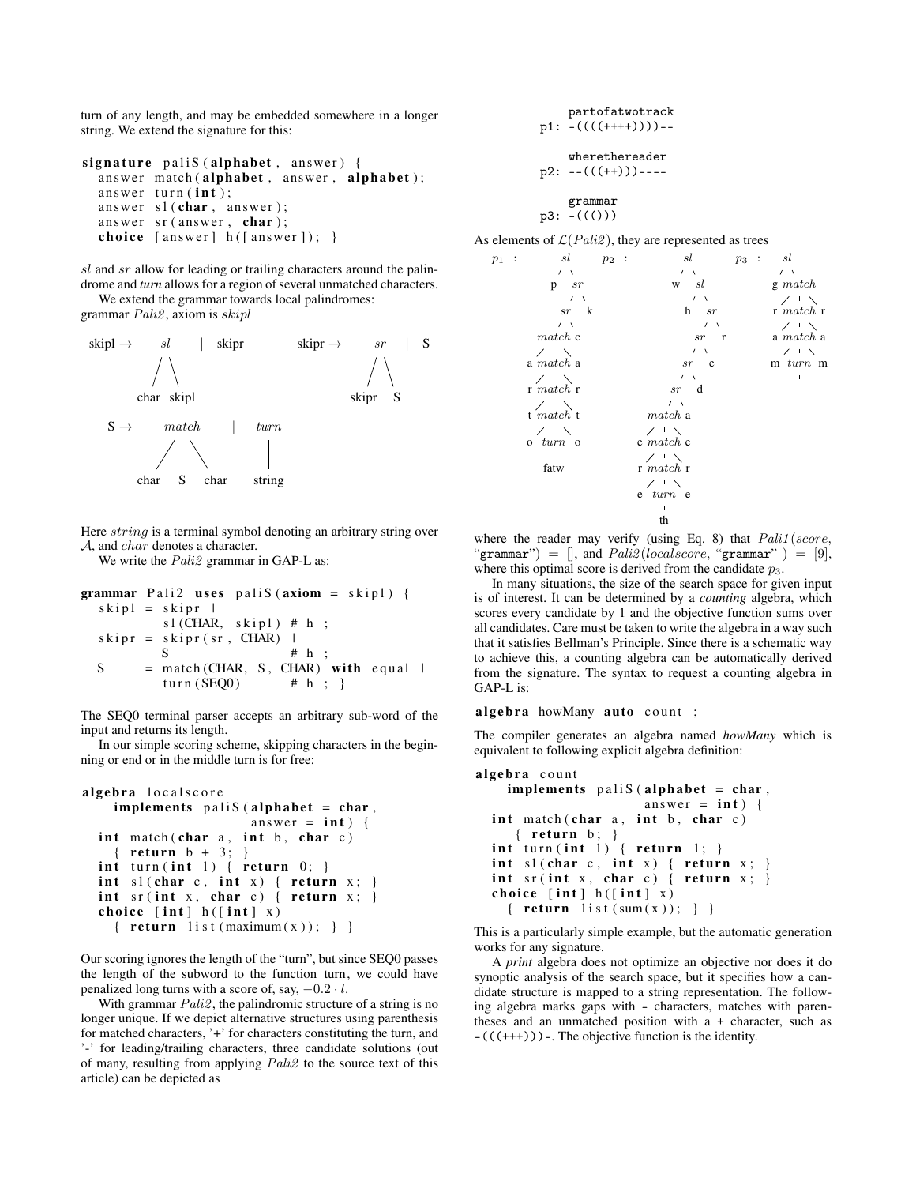turn of any length, and may be embedded somewhere in a longer string. We extend the signature for this:

```
signature paliS(alphabet, answer) {
  answer match(alphabet, answer, alphabet);
  answer turn(int);
  answer sl(char, answer);
  answer sr(answer, char);
  choice [answer] h([answer]); }
```

*sl* and *sr* allow for leading or trailing characters around the palindrome and *turn* allows for a region of several unmatched characters.

We extend the grammar towards local palindromes:
grammar *Pali2*, axiom is *skipl*

```
skipl →    sl      | skipr          skipr →    sr     | S
          /  \                                /  \
       char  skipl                        skipr   S

S →       match         |   turn
         /  |  \              |
      char  S  char         string
```

Here *string* is a terminal symbol denoting an arbitrary string over $\mathcal{A}$, and *char* denotes a character.

We write the *Pali2* grammar in GAP-L as:

```
grammar Pali2 uses paliS(axiom = skipl) {
  skipl = skipr |
          sl(CHAR, skipl) # h ;
  skipr = skipr(sr, CHAR) |
          S               # h ;
  S     = match(CHAR, S, CHAR) with equal |
          turn(SEQ0)      # h ; }
```

The SEQ0 terminal parser accepts an arbitrary sub-word of the input and returns its length.

In our simple scoring scheme, skipping characters in the beginning or end or in the middle turn is for free:

```
algebra localscore
    implements paliS(alphabet = char,
                     answer = int) {
  int match(char a, int b, char c)
    { return b + 3; }
  int turn(int l) { return 0; }
  int sl(char c, int x) { return x; }
  int sr(int x, char c) { return x; }
  choice [int] h([int] x)
    { return list(maximum(x)); } }
```

Our scoring ignores the length of the "turn", but since SEQ0 passes the length of the subword to the function turn, we could have penalized long turns with a score of, say, $-0.2 \cdot l$.

With grammar *Pali2*, the palindromic structure of a string is no longer unique. If we depict alternative structures using parenthesis for matched characters, '+' for characters constituting the turn, and '-' for leading/trailing characters, three candidate solutions (out of many, resulting from applying *Pali2* to the source text of this article) can be depicted as

```
    partofatwotrack
p1: -((((++++))))--

    wherethereader
p2: --(((++)))----

    grammar
p3: -((()))
```

As elements of $\mathcal{L}(Pali2)$, they are represented as trees

```
p1 :      sl          p2 :      sl          p3 :    sl
         /  \                  /  \                /  \
        p    sr               w    sl             g   match
            /  \                  /  \               /  |  \
          sr    k                h    sr            r  match  r
         /  \                        /  \              /  |  \
      match  c                     sr    r            a  match  a
      /  |  \                     /  \                   /  |  \
     a match a                  sr    e                 m  turn  m
      /  |  \                  /  \                        |
     r match r               sr    d
      /  |  \               /  \
     t match t           match  a
      /  |  \            /  |  \
     o turn  o          e match e
        |                /  |  \
       fatw             r match r
                         /  |  \
                        e turn  e
                            |
                            th
```

where the reader may verify (using Eq. 8) that $Pali1(score, \text{"grammar"}) = []$, and $Pali2(localscore, \text{"grammar"}) = [9]$, where this optimal score is derived from the candidate $p_3$.

In many situations, the size of the search space for given input is of interest. It can be determined by a *counting* algebra, which scores every candidate by 1 and the objective function sums over all candidates. Care must be taken to write the algebra in a way such that it satisfies Bellman's Principle. Since there is a schematic way to achieve this, a counting algebra can be automatically derived from the signature. The syntax to request a counting algebra in GAP-L is:

```
algebra howMany auto count ;
```

The compiler generates an algebra named *howMany* which is equivalent to following explicit algebra definition:

```
algebra count
    implements paliS(alphabet = char,
                     answer = int) {
  int match(char a, int b, char c)
    { return b; }
  int turn(int l) { return 1; }
  int sl(char c, int x) { return x; }
  int sr(int x, char c) { return x; }
  choice [int] h([int] x)
    { return list(sum(x)); } }
```

This is a particularly simple example, but the automatic generation works for any signature.

A *print* algebra does not optimize an objective nor does it do synoptic analysis of the search space, but it specifies how a candidate structure is mapped to a string representation. The following algebra marks gaps with - characters, matches with parentheses and an unmatched position with a + character, such as `-(((+++)))-`. The objective function is the identity.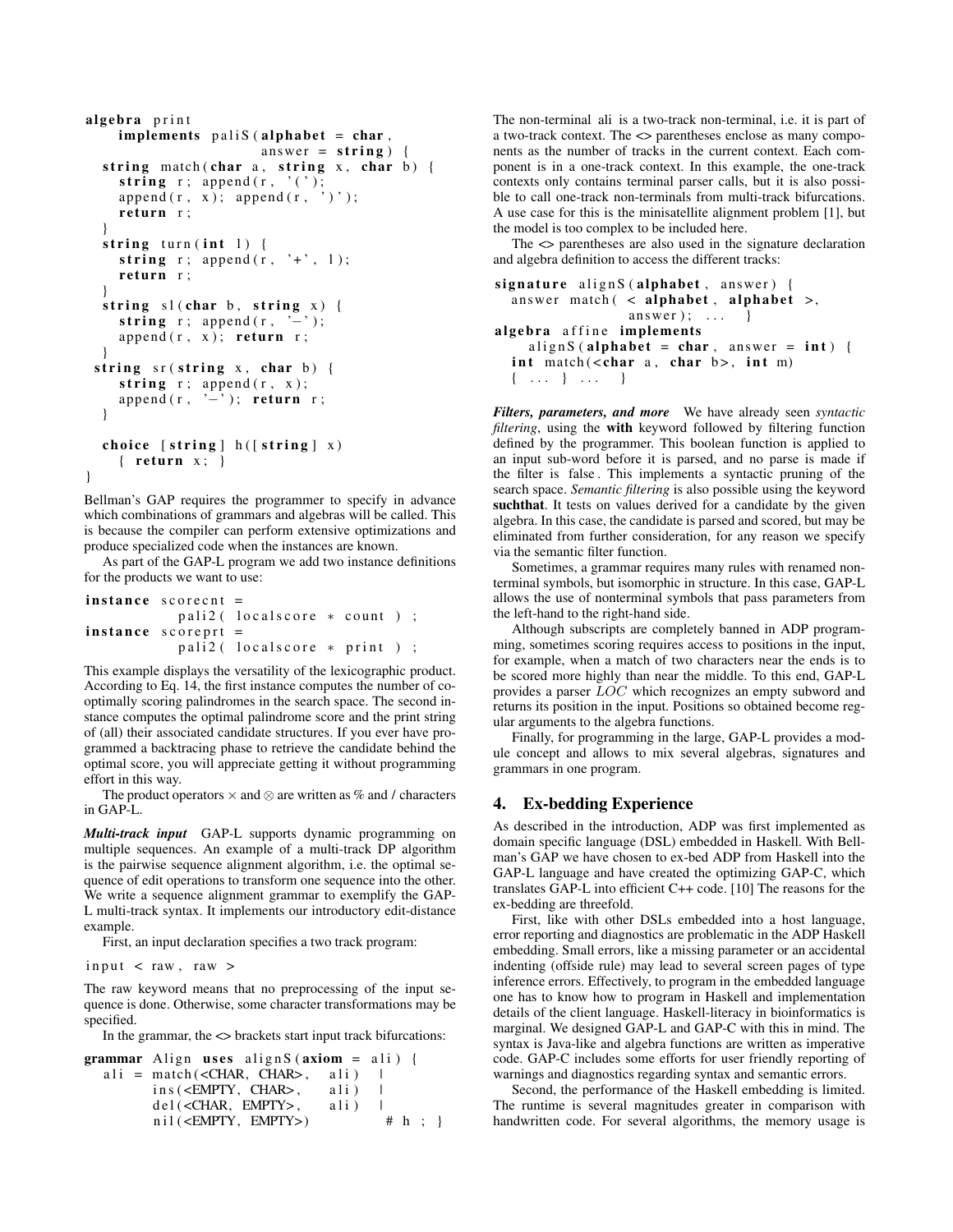```
algebra print
    implements paliS(alphabet = char,
                     answer = string) {
  string match(char a, string x, char b) {
    string r; append(r, '(');
    append(r, x); append(r, ')');
    return r;
  }
  string turn(int l) {
    string r; append(r, '+', l);
    return r;
  }
  string sl(char b, string x) {
    string r; append(r, '-');
    append(r, x); return r;
  }
 string sr(string x, char b) {
    string r; append(r, x);
    append(r, '-'); return r;
  }

  choice [string] h([string] x)
    { return x; }
}
```

Bellman's GAP requires the programmer to specify in advance which combinations of grammars and algebras will be called. This is because the compiler can perform extensive optimizations and produce specialized code when the instances are known.

As part of the GAP-L program we add two instance definitions for the products we want to use:

```
instance scorecnt =
            pali2( localscore * count ) ;
instance scoreprt =
            pali2( localscore * print ) ;
```

This example displays the versatility of the lexicographic product. According to Eq. 14, the first instance computes the number of co-optimally scoring palindromes in the search space. The second instance computes the optimal palindrome score and the print string of (all) their associated candidate structures. If you ever have programmed a backtracing phase to retrieve the candidate behind the optimal score, you will appreciate getting it without programming effort in this way.

The product operators $\times$ and $\otimes$ are written as % and / characters in GAP-L.

***Multi-track input*** GAP-L supports dynamic programming on multiple sequences. An example of a multi-track DP algorithm is the pairwise sequence alignment algorithm, i.e. the optimal sequence of edit operations to transform one sequence into the other. We write a sequence alignment grammar to exemplify the GAP-L multi-track syntax. It implements our introductory edit-distance example.

First, an input declaration specifies a two track program:

```
input < raw, raw >
```

The raw keyword means that no preprocessing of the input sequence is done. Otherwise, some character transformations may be specified.

In the grammar, the <> brackets start input track bifurcations:

```
grammar Align uses alignS(axiom = ali) {
  ali = match(<CHAR, CHAR>,   ali)  |
        ins(<EMPTY, CHAR>,    ali)  |
        del(<CHAR, EMPTY>,    ali)  |
        nil(<EMPTY, EMPTY>)           # h ; }
```

The non-terminal ali is a two-track non-terminal, i.e. it is part of a two-track context. The <> parentheses enclose as many components as the number of tracks in the current context. Each component is in a one-track context. In this example, the one-track contexts only contains terminal parser calls, but it is also possible to call one-track non-terminals from multi-track bifurcations. A use case for this is the minisatellite alignment problem [1], but the model is too complex to be included here.

The <> parentheses are also used in the signature declaration and algebra definition to access the different tracks:

```
signature alignS(alphabet, answer) {
  answer match( < alphabet, alphabet >,
                answer); ...  }
algebra affine implements
    alignS(alphabet = char, answer = int) {
  int match(<char a, char b>, int m)
  { ... } ...  }
```

***Filters, parameters, and more*** We have already seen *syntactic filtering*, using the **with** keyword followed by filtering function defined by the programmer. This boolean function is applied to an input sub-word before it is parsed, and no parse is made if the filter is false. This implements a syntactic pruning of the search space. *Semantic filtering* is also possible using the keyword **suchthat**. It tests on values derived for a candidate by the given algebra. In this case, the candidate is parsed and scored, but may be eliminated from further consideration, for any reason we specify via the semantic filter function.

Sometimes, a grammar requires many rules with renamed non-terminal symbols, but isomorphic in structure. In this case, GAP-L allows the use of nonterminal symbols that pass parameters from the left-hand to the right-hand side.

Although subscripts are completely banned in ADP programming, sometimes scoring requires access to positions in the input, for example, when a match of two characters near the ends is to be scored more highly than near the middle. To this end, GAP-L provides a parser $LOC$ which recognizes an empty subword and returns its position in the input. Positions so obtained become regular arguments to the algebra functions.

Finally, for programming in the large, GAP-L provides a module concept and allows to mix several algebras, signatures and grammars in one program.

## 4. Ex-bedding Experience

As described in the introduction, ADP was first implemented as domain specific language (DSL) embedded in Haskell. With Bellman's GAP we have chosen to ex-bed ADP from Haskell into the GAP-L language and have created the optimizing GAP-C, which translates GAP-L into efficient C++ code. [10] The reasons for the ex-bedding are threefold.

First, like with other DSLs embedded into a host language, error reporting and diagnostics are problematic in the ADP Haskell embedding. Small errors, like a missing parameter or an accidental indenting (offside rule) may lead to several screen pages of type inference errors. Effectively, to program in the embedded language one has to know how to program in Haskell and implementation details of the client language. Haskell-literacy in bioinformatics is marginal. We designed GAP-L and GAP-C with this in mind. The syntax is Java-like and algebra functions are written as imperative code. GAP-C includes some efforts for user friendly reporting of warnings and diagnostics regarding syntax and semantic errors.

Second, the performance of the Haskell embedding is limited. The runtime is several magnitudes greater in comparison with handwritten code. For several algorithms, the memory usage is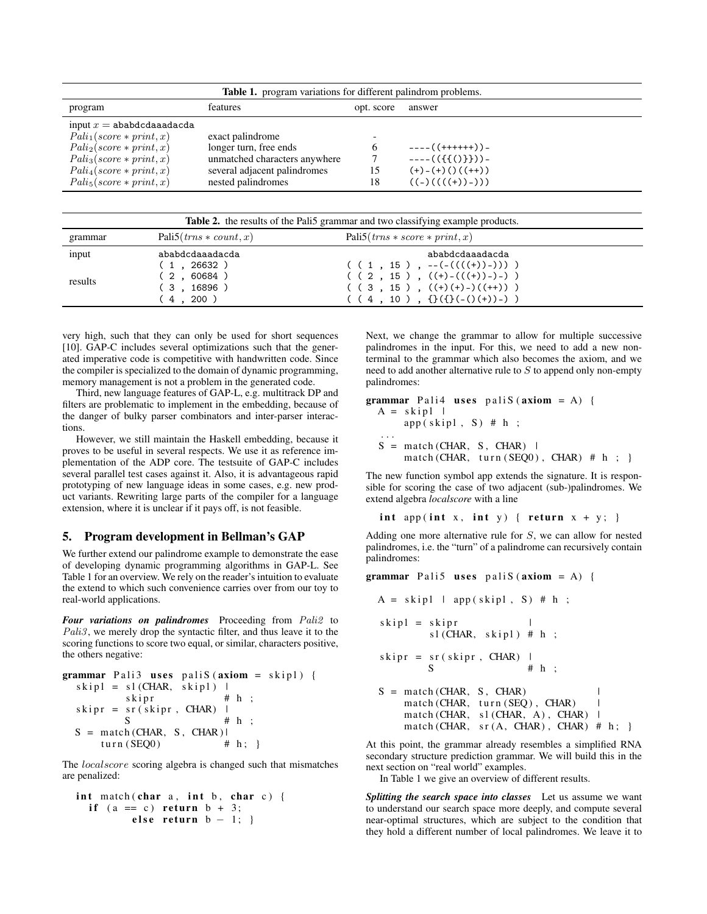**Table 1.** program variations for different palindrom problems.

| program | features | opt. score | answer |
|---|---|---|---|
| input $x$ = `ababdcdaaadacda` | | | |
| $Pali_1(score * print, x)$ | exact palindrome | - | |
| $Pali_2(score * print, x)$ | longer turn, free ends | 6 | `----((++++++))-` |
| $Pali_3(score * print, x)$ | unmatched characters anywhere | 7 | `----(({{()}}))-` |
| $Pali_4(score * print, x)$ | several adjacent palindromes | 15 | `(+)-(+)()((++))` |
| $Pali_5(score * print, x)$ | nested palindromes | 18 | `((-)((((+))-)))` |

**Table 2.** the results of the Pali5 grammar and two classifying example products.

| grammar | Pali5$(trns * count, x)$ | Pali5$(trns * score * print, x)$ |
|---|---|---|
| input | `ababdcdaaadacda` | `ababdcdaaadacda` |
| results | `( 1 , 26632 )` | `( ( 1 , 15 ) , --(-((((+))-))) )` |
| | `( 2 , 60684 )` | `( ( 2 , 15 ) , ((+)-(((+))-)-) )` |
| | `( 3 , 16896 )` | `( ( 3 , 15 ) , ((+)(+)-)((++)) )` |
| | `( 4 , 200 )` | `( ( 4 , 10 ) , {}({}(-()(+))-) )` |

very high, such that they can only be used for short sequences [10]. GAP-C includes several optimizations such that the generated imperative code is competitive with handwritten code. Since the compiler is specialized to the domain of dynamic programming, memory management is not a problem in the generated code.

Third, new language features of GAP-L, e.g. multitrack DP and filters are problematic to implement in the embedding, because of the danger of bulky parser combinators and inter-parser interactions.

However, we still maintain the Haskell embedding, because it proves to be useful in several respects. We use it as reference implementation of the ADP core. The testsuite of GAP-C includes several parallel test cases against it. Also, it is advantageous rapid prototyping of new language ideas in some cases, e.g. new product variants. Rewriting large parts of the compiler for a language extension, where it is unclear if it pays off, is not feasible.

## 5. Program development in Bellman's GAP

We further extend our palindrome example to demonstrate the ease of developing dynamic programming algorithms in GAP-L. See Table 1 for an overview. We rely on the reader's intuition to evaluate the extend to which such convenience carries over from our toy to real-world applications.

***Four variations on palindromes*** Proceeding from *Pali2* to *Pali3*, we merely drop the syntactic filter, and thus leave it to the scoring functions to score two equal, or similar, characters positive, the others negative:

```
grammar Pali3 uses paliS(axiom = skipl) {
  skipl = sl(CHAR, skipl) |
          skipr           # h ;
  skipr = sr(skipr, CHAR) |
          S               # h ;
  S = match(CHAR, S, CHAR)|
      turn(SEQ0)          # h; }
```

The *localscore* scoring algebra is changed such that mismatches are penalized:

```
int match(char a, int b, char c) {
  if (a == c) return b + 3;
         else return b - 1; }
```

Next, we change the grammar to allow for multiple successive palindromes in the input. For this, we need to add a new non-terminal to the grammar which also becomes the axiom, and we need to add another alternative rule to $S$ to append only non-empty palindromes:

```
grammar Pali4 uses paliS(axiom = A) {
  A = skipl |
      app(skipl, S) # h ;
  ...
  S = match(CHAR, S, CHAR) |
      match(CHAR, turn(SEQ0), CHAR) # h ; }
```

The new function symbol app extends the signature. It is responsible for scoring the case of two adjacent (sub-)palindromes. We extend algebra *localscore* with a line

```
int app(int x, int y) { return x + y; }
```

Adding one more alternative rule for $S$, we can allow for nested palindromes, i.e. the "turn" of a palindrome can recursively contain palindromes:

```
grammar Pali5 uses paliS(axiom = A) {

  A = skipl | app(skipl, S) # h ;

  skipl = skipr              |
          sl(CHAR, skipl) # h ;

  skipr = sr(skipr, CHAR) |
          S               # h ;

  S = match(CHAR, S, CHAR)              |
      match(CHAR, turn(SEQ), CHAR)      |
      match(CHAR, sl(CHAR, A), CHAR)    |
      match(CHAR, sr(A, CHAR), CHAR) # h; }
```

At this point, the grammar already resembles a simplified RNA secondary structure prediction grammar. We will build this in the next section on "real world" examples.

In Table 1 we give an overview of different results.

***Splitting the search space into classes*** Let us assume we want to understand our search space more deeply, and compute several near-optimal structures, which are subject to the condition that they hold a different number of local palindromes. We leave it to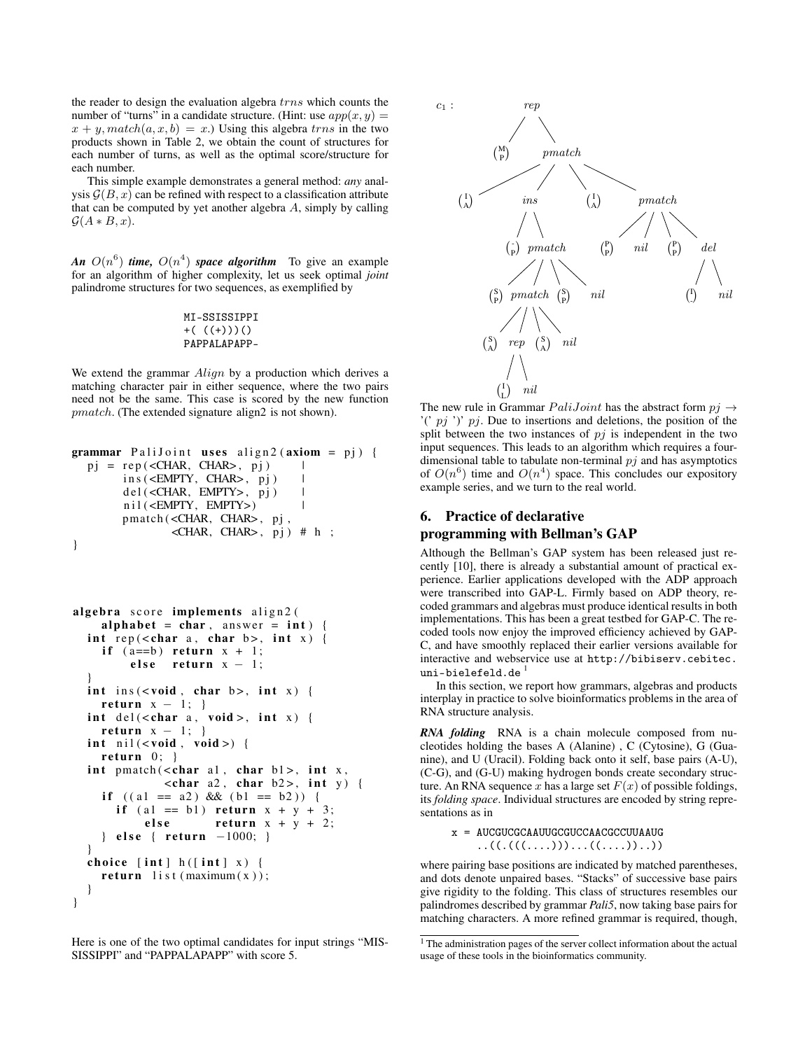the reader to design the evaluation algebra $trns$ which counts the number of "turns" in a candidate structure. (Hint: use $app(x, y) = x + y, match(a, x, b) = x$.) Using this algebra $trns$ in the two products shown in Table 2, we obtain the count of structures for each number of turns, as well as the optimal score/structure for each number.

This simple example demonstrates a general method: *any* analysis $\mathcal{G}(B, x)$ can be refined with respect to a classification attribute that can be computed by yet another algebra $A$, simply by calling $\mathcal{G}(A * B, x)$.

***An $O(n^6)$ time, $O(n^4)$ space algorithm*** To give an example for an algorithm of higher complexity, let us seek optimal *joint* palindrome structures for two sequences, as exemplified by

```
MI-SSISSIPPI
+( ((+)))()
PAPPALAPAPP-
```

We extend the grammar $Align$ by a production which derives a matching character pair in either sequence, where the two pairs need not be the same. This case is scored by the new function $pmatch$. (The extended signature align2 is not shown).

```
grammar PaliJoint uses align2(axiom = pj) {
  pj = rep(<CHAR, CHAR>, pj)      |
       ins(<EMPTY, CHAR>, pj)     |
       del(<CHAR, EMPTY>, pj)     |
       nil(<EMPTY, EMPTY>)        |
       pmatch(<CHAR, CHAR>, pj,
              <CHAR, CHAR>, pj) # h ;
}
```

```
algebra score implements align2(
    alphabet = char, answer = int) {
  int rep(<char a, char b>, int x) {
    if (a==b) return x + 1;
        else  return x - 1;
  }
  int ins(<void, char b>, int x) {
    return x - 1; }
  int del(<char a, void>, int x) {
    return x - 1; }
  int nil(<void, void>) {
    return 0; }
  int pmatch(<char a1, char b1>, int x,
             <char a2, char b2>, int y) {
    if ((a1 == a2) && (b1 == b2)) {
      if (a1 == b1) return x + y + 3;
          else      return x + y + 2;
    } else { return -1000; }
  }
  choice [int] h([int] x) {
    return list(maximum(x));
  }
}
```

Here is one of the two optimal candidates for input strings "MISSISSIPPI" and "PAPPALAPAPP" with score 5.

```
c1 : rep
     ├─ (M/P)
     └─ pmatch
        ├─ (I/A)
        ├─ ins
        │  ├─ (-/P)
        │  └─ pmatch
        │     ├─ (S/P)
        │     ├─ pmatch
        │     │  ├─ (S/A)
        │     │  ├─ rep
        │     │  │  ├─ (I/L)
        │     │  │  └─ nil
        │     │  ├─ (S/A)
        │     │  └─ nil
        │     ├─ (S/P)
        │     └─ nil
        ├─ (I/A)
        └─ pmatch
           ├─ (P/P)
           ├─ nil
           ├─ (P/P)
           └─ del
              ├─ (I/-)
              └─ nil
```

The new rule in Grammar $PaliJoint$ has the abstract form $pj \rightarrow$ '(' $pj$ ')' $pj$. Due to insertions and deletions, the position of the split between the two instances of $pj$ is independent in the two input sequences. This leads to an algorithm which requires a four-dimensional table to tabulate non-terminal $pj$ and has asymptotics of $O(n^6)$ time and $O(n^4)$ space. This concludes our expository example series, and we turn to the real world.

## 6. Practice of declarative programming with Bellman's GAP

Although the Bellman's GAP system has been released just recently [10], there is already a substantial amount of practical experience. Earlier applications developed with the ADP approach were transcribed into GAP-L. Firmly based on ADP theory, recoded grammars and algebras must produce identical results in both implementations. This has been a great testbed for GAP-C. The recoded tools now enjoy the improved efficiency achieved by GAP-C, and have smoothly replaced their earlier versions available for interactive and webservice use at `http://bibiserv.cebitec.uni-bielefeld.de` [1]

In this section, we report how grammars, algebras and products interplay in practice to solve bioinformatics problems in the area of RNA structure analysis.

***RNA folding*** RNA is a chain molecule composed from nucleotides holding the bases A (Alanine) , C (Cytosine), G (Guanine), and U (Uracil). Folding back onto it self, base pairs (A-U), (C-G), and (G-U) making hydrogen bonds create secondary structure. An RNA sequence $x$ has a large set $F(x)$ of possible foldings, its *folding space*. Individual structures are encoded by string representations as in

```
x = AUCGUCGCAAUUGCGUCCAACGCCUUAAUG
    ..((.(((....)))...((....)).))
```

where pairing base positions are indicated by matched parentheses, and dots denote unpaired bases. "Stacks" of successive base pairs give rigidity to the folding. This class of structures resembles our palindromes described by grammar *Pali5*, now taking base pairs for matching characters. A more refined grammar is required, though,

[1] The administration pages of the server collect information about the actual usage of these tools in the bioinformatics community.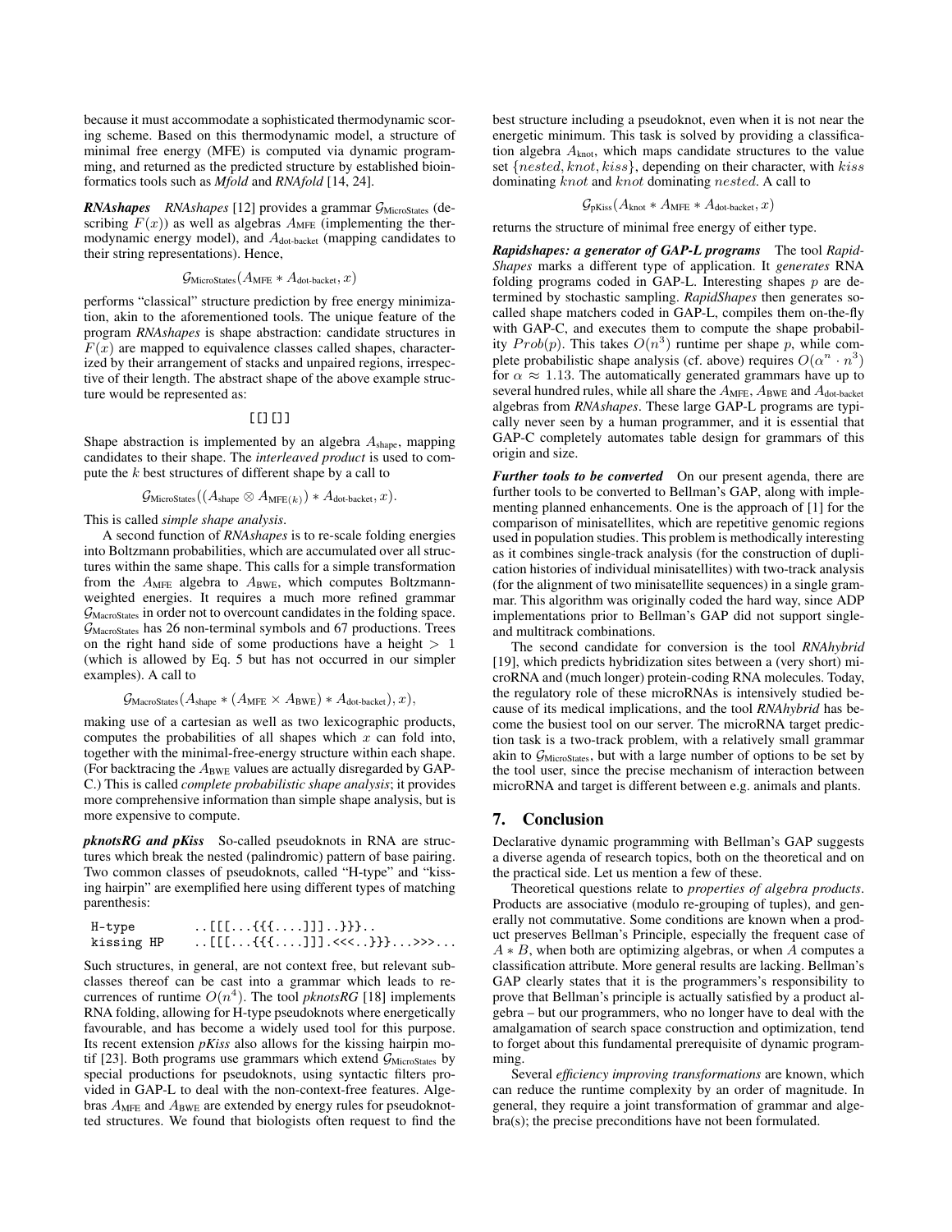because it must accommodate a sophisticated thermodynamic scoring scheme. Based on this thermodynamic model, a structure of minimal free energy (MFE) is computed via dynamic programming, and returned as the predicted structure by established bioinformatics tools such as *Mfold* and *RNAfold* [14, 24].

***RNAshapes*** *RNAshapes* [12] provides a grammar $\mathcal{G}_{\text{MicroStates}}$ (describing $F(x)$) as well as algebras $A_{\text{MFE}}$ (implementing the thermodynamic energy model), and $A_{\text{dot-backet}}$ (mapping candidates to their string representations). Hence,

$$\mathcal{G}_{\text{MicroStates}}(A_{\text{MFE}} * A_{\text{dot-backet}}, x)$$

performs "classical" structure prediction by free energy minimization, akin to the aforementioned tools. The unique feature of the program *RNAshapes* is shape abstraction: candidate structures in $F(x)$ are mapped to equivalence classes called shapes, characterized by their arrangement of stacks and unpaired regions, irrespective of their length. The abstract shape of the above example structure would be represented as:

```
[[][]]
```

Shape abstraction is implemented by an algebra $A_{\text{shape}}$, mapping candidates to their shape. The *interleaved product* is used to compute the $k$ best structures of different shape by a call to

$$\mathcal{G}_{\text{MicroStates}}((A_{\text{shape}} \otimes A_{\text{MFE}(k)}) * A_{\text{dot-backet}}, x).$$

This is called *simple shape analysis*.

A second function of *RNAshapes* is to re-scale folding energies into Boltzmann probabilities, which are accumulated over all structures within the same shape. This calls for a simple transformation from the $A_{\text{MFE}}$ algebra to $A_{\text{BWE}}$, which computes Boltzmann-weighted energies. It requires a much more refined grammar $\mathcal{G}_{\text{MacroStates}}$ in order not to overcount candidates in the folding space. $\mathcal{G}_{\text{MacroStates}}$ has 26 non-terminal symbols and 67 productions. Trees on the right hand side of some productions have a height $> 1$ (which is allowed by Eq. 5 but has not occurred in our simpler examples). A call to

$$\mathcal{G}_{\text{MacroStates}}(A_{\text{shape}} * (A_{\text{MFE}} \times A_{\text{BWE}}) * A_{\text{dot-backet}}), x),$$

making use of a cartesian as well as two lexicographic products, computes the probabilities of all shapes which $x$ can fold into, together with the minimal-free-energy structure within each shape. (For backtracking the $A_{\text{BWE}}$ values are actually disregarded by GAP-C.) This is called *complete probabilistic shape analysis*; it provides more comprehensive information than simple shape analysis, but is more expensive to compute.

***pknotsRG and pKiss*** So-called pseudoknots in RNA are structures which break the nested (palindromic) pattern of base pairing. Two common classes of pseudoknots, called "H-type" and "kissing hairpin" are exemplified here using different types of matching parenthesis:

```
H-type       ..[[[...{{{....]]]..}}}..
kissing HP   ..[[[...{{{....]]].<<<..}}}...>>>...
```

Such structures, in general, are not context free, but relevant subclasses thereof can be cast into a grammar which leads to recurrences of runtime $O(n^4)$. The tool *pknotsRG* [18] implements RNA folding, allowing for H-type pseudoknots where energetically favourable, and has become a widely used tool for this purpose. Its recent extension *pKiss* also allows for the kissing hairpin motif [23]. Both programs use grammars which extend $\mathcal{G}_{\text{MicroStates}}$ by special productions for pseudoknots, using syntactic filters provided in GAP-L to deal with the non-context-free features. Algebras $A_{\text{MFE}}$ and $A_{\text{BWE}}$ are extended by energy rules for pseudoknotted structures. We found that biologists often request to find the best structure including a pseudoknot, even when it is not near the energetic minimum. This task is solved by providing a classification algebra $A_{\text{knot}}$, which maps candidate structures to the value set $\{nested, knot, kiss\}$, depending on their character, with $kiss$ dominating $knot$ and $knot$ dominating $nested$. A call to

$$\mathcal{G}_{\text{pKiss}}(A_{\text{knot}} * A_{\text{MFE}} * A_{\text{dot-backet}}, x)$$

returns the structure of minimal free energy of either type.

***Rapidshapes: a generator of GAP-L programs*** The tool *RapidShapes* marks a different type of application. It *generates* RNA folding programs coded in GAP-L. Interesting shapes $p$ are determined by stochastic sampling. *RapidShapes* then generates so-called shape matchers coded in GAP-L, compiles them on-the-fly with GAP-C, and executes them to compute the shape probability $Prob(p)$. This takes $O(n^3)$ runtime per shape $p$, while complete probabilistic shape analysis (cf. above) requires $O(\alpha^n \cdot n^3)$ for $\alpha \approx 1.13$. The automatically generated grammars have up to several hundred rules, while all share the $A_{\text{MFE}}$, $A_{\text{BWE}}$ and $A_{\text{dot-backet}}$ algebras from *RNAshapes*. These large GAP-L programs are typically never seen by a human programmer, and it is essential that GAP-C completely automates table design for grammars of this origin and size.

***Further tools to be converted*** On our present agenda, there are further tools to be converted to Bellman's GAP, along with implementing planned enhancements. One is the approach of [1] for the comparison of minisatellites, which are repetitive genomic regions used in population studies. This problem is methodically interesting as it combines single-track analysis (for the construction of duplication histories of individual minisatellites) with two-track analysis (for the alignment of two minisatellite sequences) in a single grammar. This algorithm was originally coded the hard way, since ADP implementations prior to Bellman's GAP did not support single- and multitrack combinations.

The second candidate for conversion is the tool *RNAhybrid* [19], which predicts hybridization sites between a (very short) microRNA and (much longer) protein-coding RNA molecules. Today, the regulatory role of these microRNAs is intensively studied because of its medical implications, and the tool *RNAhybrid* has become the busiest tool on our server. The microRNA target prediction task is a two-track problem, with a relatively small grammar akin to $\mathcal{G}_{\text{MicroStates}}$, but with a large number of options to be set by the tool user, since the precise mechanism of interaction between microRNA and target is different between e.g. animals and plants.

## 7. Conclusion

Declarative dynamic programming with Bellman's GAP suggests a diverse agenda of research topics, both on the theoretical and on the practical side. Let us mention a few of these.

Theoretical questions relate to *properties of algebra products*. Products are associative (modulo re-grouping of tuples), and generally not commutative. Some conditions are known when a product preserves Bellman's Principle, especially the frequent case of $A * B$, when both are optimizing algebras, or when $A$ computes a classification attribute. More general results are lacking. Bellman's GAP clearly states that it is the programmers's responsibility to prove that Bellman's principle is actually satisfied by a product algebra – but our programmers, who no longer have to deal with the amalgamation of search space construction and optimization, tend to forget about this fundamental prerequisite of dynamic programming.

Several *efficiency improving transformations* are known, which can reduce the runtime complexity by an order of magnitude. In general, they require a joint transformation of grammar and algebra(s); the precise preconditions have not been formulated.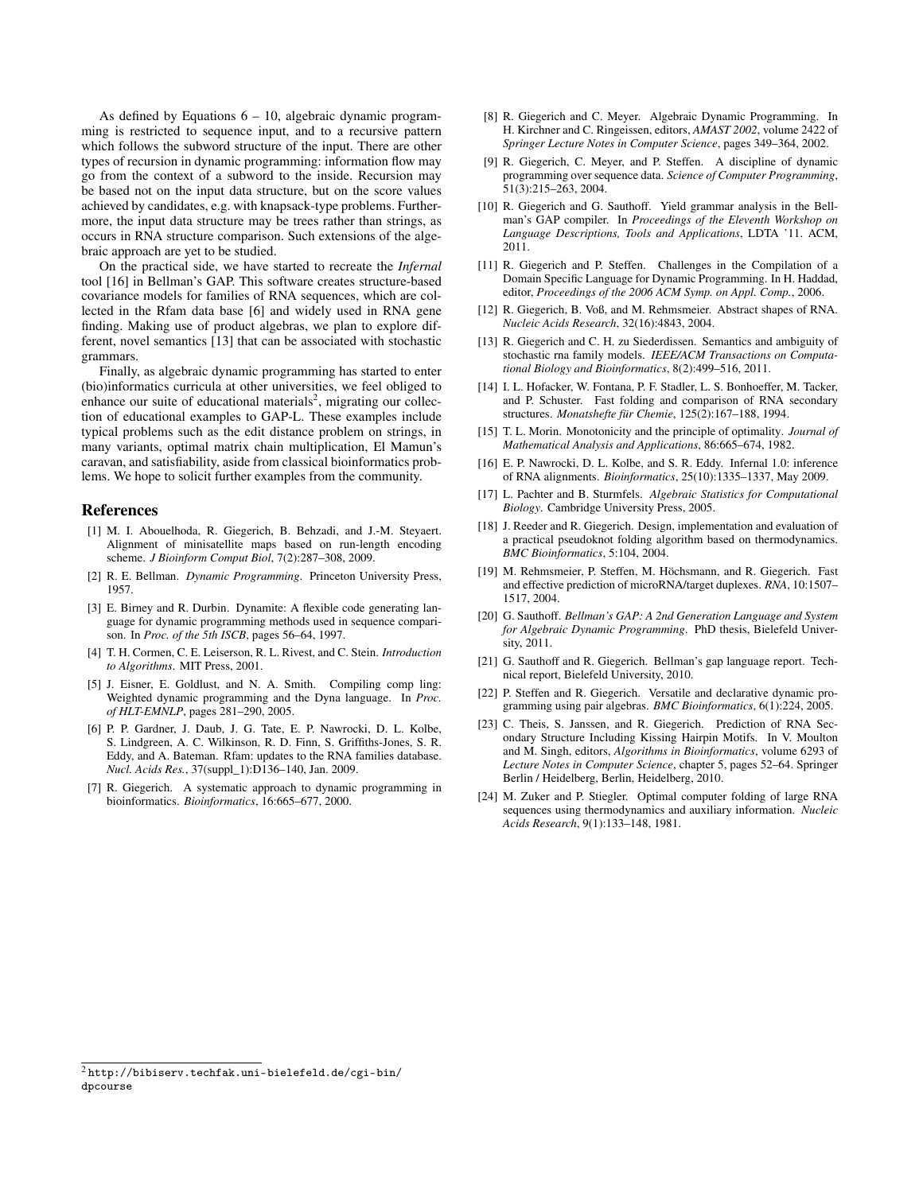As defined by Equations 6 – 10, algebraic dynamic programming is restricted to sequence input, and to a recursive pattern which follows the subword structure of the input. There are other types of recursion in dynamic programming: information flow may go from the context of a subword to the inside. Recursion may be based not on the input data structure, but on the score values achieved by candidates, e.g. with knapsack-type problems. Furthermore, the input data structure may be trees rather than strings, as occurs in RNA structure comparison. Such extensions of the algebraic approach are yet to be studied.

On the practical side, we have started to recreate the *Infernal* tool [16] in Bellman's GAP. This software creates structure-based covariance models for families of RNA sequences, which are collected in the Rfam data base [6] and widely used in RNA gene finding. Making use of product algebras, we plan to explore different, novel semantics [13] that can be associated with stochastic grammars.

Finally, as algebraic dynamic programming has started to enter (bio)informatics curricula at other universities, we feel obliged to enhance our suite of educational materials[2], migrating our collection of educational examples to GAP-L. These examples include typical problems such as the edit distance problem on strings, in many variants, optimal matrix chain multiplication, El Mamun's caravan, and satisfiability, aside from classical bioinformatics problems. We hope to solicit further examples from the community.

## References

[1] M. I. Abouelhoda, R. Giegerich, B. Behzadi, and J.-M. Steyaert. Alignment of minisatellite maps based on run-length encoding scheme. *J Bioinform Comput Biol*, 7(2):287–308, 2009.

[2] R. E. Bellman. *Dynamic Programming*. Princeton University Press, 1957.

[3] E. Birney and R. Durbin. Dynamite: A flexible code generating language for dynamic programming methods used in sequence comparison. In *Proc. of the 5th ISCB*, pages 56–64, 1997.

[4] T. H. Cormen, C. E. Leiserson, R. L. Rivest, and C. Stein. *Introduction to Algorithms*. MIT Press, 2001.

[5] J. Eisner, E. Goldlust, and N. A. Smith. Compiling comp ling: Weighted dynamic programming and the Dyna language. In *Proc. of HLT-EMNLP*, pages 281–290, 2005.

[6] P. P. Gardner, J. Daub, J. G. Tate, E. P. Nawrocki, D. L. Kolbe, S. Lindgreen, A. C. Wilkinson, R. D. Finn, S. Griffiths-Jones, S. R. Eddy, and A. Bateman. Rfam: updates to the RNA families database. *Nucl. Acids Res.*, 37(suppl_1):D136–140, Jan. 2009.

[7] R. Giegerich. A systematic approach to dynamic programming in bioinformatics. *Bioinformatics*, 16:665–677, 2000.

[8] R. Giegerich and C. Meyer. Algebraic Dynamic Programming. In H. Kirchner and C. Ringeissen, editors, *AMAST 2002*, volume 2422 of *Springer Lecture Notes in Computer Science*, pages 349–364, 2002.

[9] R. Giegerich, C. Meyer, and P. Steffen. A discipline of dynamic programming over sequence data. *Science of Computer Programming*, 51(3):215–263, 2004.

[10] R. Giegerich and G. Sauthoff. Yield grammar analysis in the Bellman's GAP compiler. In *Proceedings of the Eleventh Workshop on Language Descriptions, Tools and Applications*, LDTA '11. ACM, 2011.

[11] R. Giegerich and P. Steffen. Challenges in the Compilation of a Domain Specific Language for Dynamic Programming. In H. Haddad, editor, *Proceedings of the 2006 ACM Symp. on Appl. Comp.*, 2006.

[12] R. Giegerich, B. Voß, and M. Rehmsmeier. Abstract shapes of RNA. *Nucleic Acids Research*, 32(16):4843, 2004.

[13] R. Giegerich and C. H. zu Siederdissen. Semantics and ambiguity of stochastic rna family models. *IEEE/ACM Transactions on Computational Biology and Bioinformatics*, 8(2):499–516, 2011.

[14] I. L. Hofacker, W. Fontana, P. F. Stadler, L. S. Bonhoeffer, M. Tacker, and P. Schuster. Fast folding and comparison of RNA secondary structures. *Monatshefte für Chemie*, 125(2):167–188, 1994.

[15] T. L. Morin. Monotonicity and the principle of optimality. *Journal of Mathematical Analysis and Applications*, 86:665–674, 1982.

[16] E. P. Nawrocki, D. L. Kolbe, and S. R. Eddy. Infernal 1.0: inference of RNA alignments. *Bioinformatics*, 25(10):1335–1337, May 2009.

[17] L. Pachter and B. Sturmfels. *Algebraic Statistics for Computational Biology*. Cambridge University Press, 2005.

[18] J. Reeder and R. Giegerich. Design, implementation and evaluation of a practical pseudoknot folding algorithm based on thermodynamics. *BMC Bioinformatics*, 5:104, 2004.

[19] M. Rehmsmeier, P. Steffen, M. Höchsmann, and R. Giegerich. Fast and effective prediction of microRNA/target duplexes. *RNA*, 10:1507–1517, 2004.

[20] G. Sauthoff. *Bellman's GAP: A 2nd Generation Language and System for Algebraic Dynamic Programming*. PhD thesis, Bielefeld University, 2011.

[21] G. Sauthoff and R. Giegerich. Bellman's gap language report. Technical report, Bielefeld University, 2010.

[22] P. Steffen and R. Giegerich. Versatile and declarative dynamic programming using pair algebras. *BMC Bioinformatics*, 6(1):224, 2005.

[23] C. Theis, S. Janssen, and R. Giegerich. Prediction of RNA Secondary Structure Including Kissing Hairpin Motifs. In V. Moulton and M. Singh, editors, *Algorithms in Bioinformatics*, volume 6293 of *Lecture Notes in Computer Science*, chapter 5, pages 52–64. Springer Berlin / Heidelberg, Berlin, Heidelberg, 2010.

[24] M. Zuker and P. Stiegler. Optimal computer folding of large RNA sequences using thermodynamics and auxiliary information. *Nucleic Acids Research*, 9(1):133–148, 1981.

[2] `http://bibiserv.techfak.uni-bielefeld.de/cgi-bin/dpcourse`